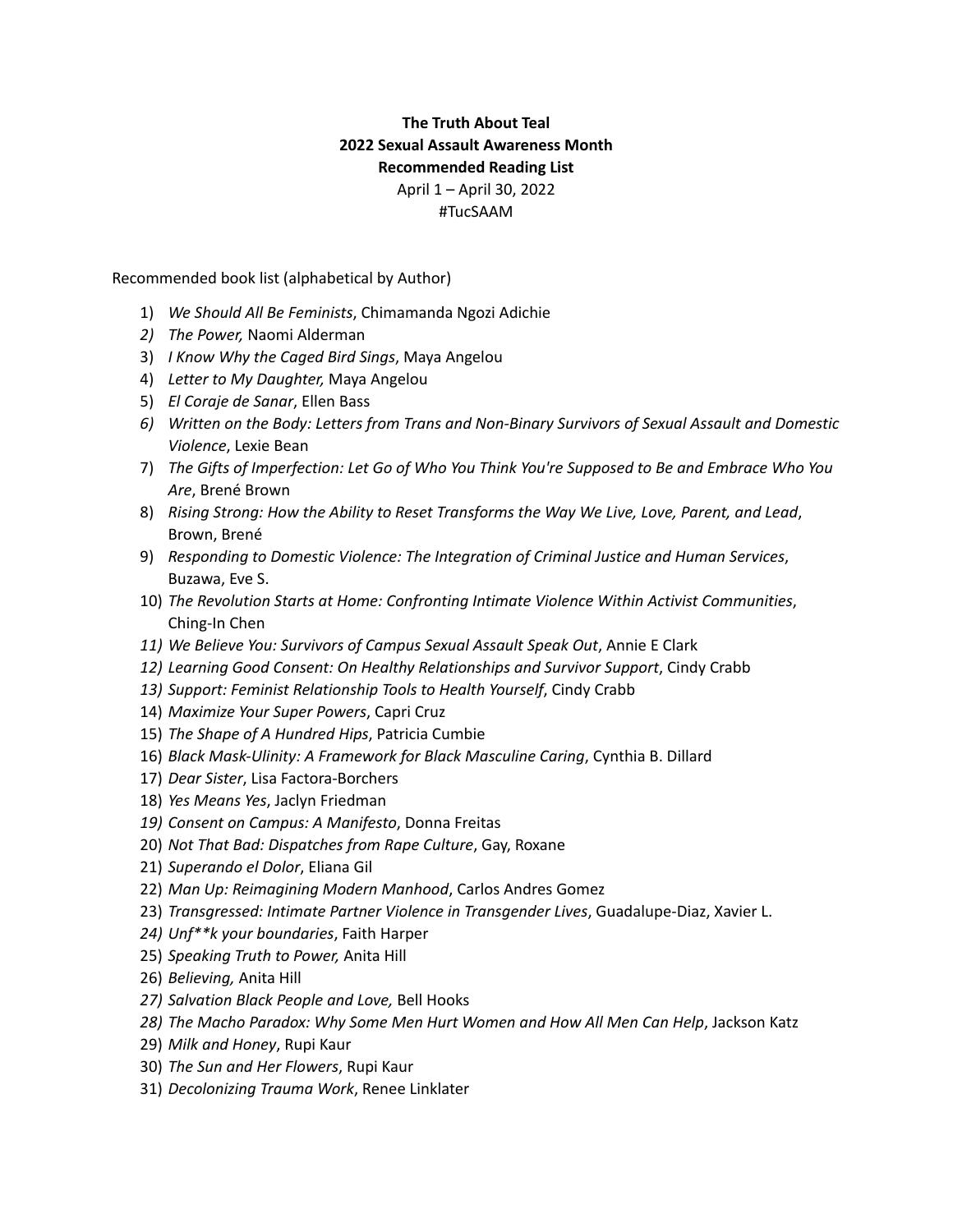**The Truth About Teal**
**2022 Sexual Assault Awareness Month**
**Recommended Reading List**

April 1 – April 30, 2022
#TucSAAM

Recommended book list (alphabetical by Author)

1) *We Should All Be Feminists*, Chimamanda Ngozi Adichie
2) *The Power,* Naomi Alderman
3) *I Know Why the Caged Bird Sings*, Maya Angelou
4) *Letter to My Daughter,* Maya Angelou
5) *El Coraje de Sanar*, Ellen Bass
6) *Written on the Body: Letters from Trans and Non-Binary Survivors of Sexual Assault and Domestic Violence*, Lexie Bean
7) *The Gifts of Imperfection: Let Go of Who You Think You're Supposed to Be and Embrace Who You Are*, Brené Brown
8) *Rising Strong: How the Ability to Reset Transforms the Way We Live, Love, Parent, and Lead*, Brown, Brené
9) *Responding to Domestic Violence: The Integration of Criminal Justice and Human Services*, Buzawa, Eve S.
10) *The Revolution Starts at Home: Confronting Intimate Violence Within Activist Communities*, Ching-In Chen
11) *We Believe You: Survivors of Campus Sexual Assault Speak Out*, Annie E Clark
12) *Learning Good Consent: On Healthy Relationships and Survivor Support*, Cindy Crabb
13) *Support: Feminist Relationship Tools to Health Yourself*, Cindy Crabb
14) *Maximize Your Super Powers*, Capri Cruz
15) *The Shape of A Hundred Hips*, Patricia Cumbie
16) *Black Mask-Ulinity: A Framework for Black Masculine Caring*, Cynthia B. Dillard
17) *Dear Sister*, Lisa Factora-Borchers
18) *Yes Means Yes*, Jaclyn Friedman
19) *Consent on Campus: A Manifesto*, Donna Freitas
20) *Not That Bad: Dispatches from Rape Culture*, Gay, Roxane
21) *Superando el Dolor*, Eliana Gil
22) *Man Up: Reimagining Modern Manhood*, Carlos Andres Gomez
23) *Transgressed: Intimate Partner Violence in Transgender Lives*, Guadalupe-Diaz, Xavier L.
24) *Unf**k your boundaries*, Faith Harper
25) *Speaking Truth to Power,* Anita Hill
26) *Believing,* Anita Hill
27) *Salvation Black People and Love,* Bell Hooks
28) *The Macho Paradox: Why Some Men Hurt Women and How All Men Can Help*, Jackson Katz
29) *Milk and Honey*, Rupi Kaur
30) *The Sun and Her Flowers*, Rupi Kaur
31) *Decolonizing Trauma Work*, Renee Linklater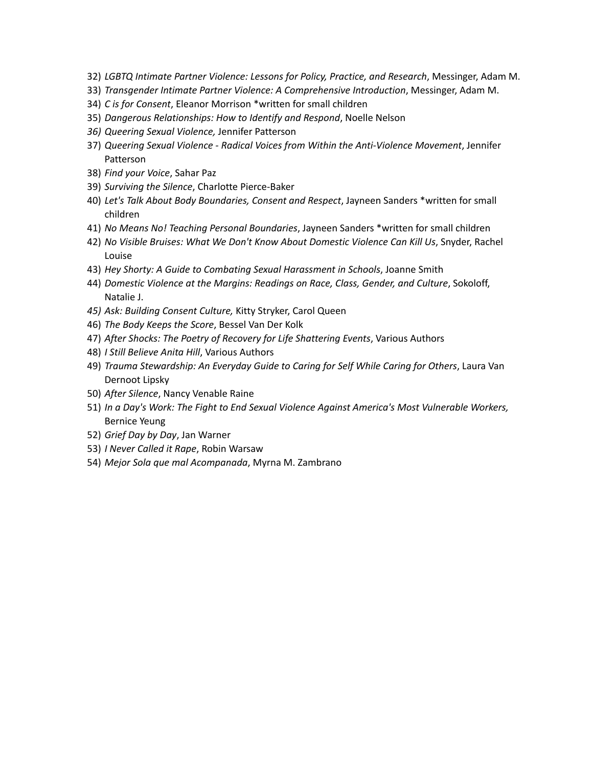32) *LGBTQ Intimate Partner Violence: Lessons for Policy, Practice, and Research*, Messinger, Adam M.
33) *Transgender Intimate Partner Violence: A Comprehensive Introduction*, Messinger, Adam M.
34) *C is for Consent*, Eleanor Morrison *written for small children
35) *Dangerous Relationships: How to Identify and Respond*, Noelle Nelson
36) *Queering Sexual Violence,* Jennifer Patterson
37) *Queering Sexual Violence - Radical Voices from Within the Anti-Violence Movement*, Jennifer Patterson
38) *Find your Voice*, Sahar Paz
39) *Surviving the Silence*, Charlotte Pierce-Baker
40) *Let's Talk About Body Boundaries, Consent and Respect*, Jayneen Sanders *written for small children
41) *No Means No! Teaching Personal Boundaries*, Jayneen Sanders *written for small children
42) *No Visible Bruises: What We Don't Know About Domestic Violence Can Kill Us*, Snyder, Rachel Louise
43) *Hey Shorty: A Guide to Combating Sexual Harassment in Schools*, Joanne Smith
44) *Domestic Violence at the Margins: Readings on Race, Class, Gender, and Culture*, Sokoloff, Natalie J.
45) *Ask: Building Consent Culture,* Kitty Stryker, Carol Queen
46) *The Body Keeps the Score*, Bessel Van Der Kolk
47) *After Shocks: The Poetry of Recovery for Life Shattering Events*, Various Authors
48) *I Still Believe Anita Hill*, Various Authors
49) *Trauma Stewardship: An Everyday Guide to Caring for Self While Caring for Others*, Laura Van Dernoot Lipsky
50) *After Silence*, Nancy Venable Raine
51) *In a Day's Work: The Fight to End Sexual Violence Against America's Most Vulnerable Workers,* Bernice Yeung
52) *Grief Day by Day*, Jan Warner
53) *I Never Called it Rape*, Robin Warsaw
54) *Mejor Sola que mal Acompanada*, Myrna M. Zambrano